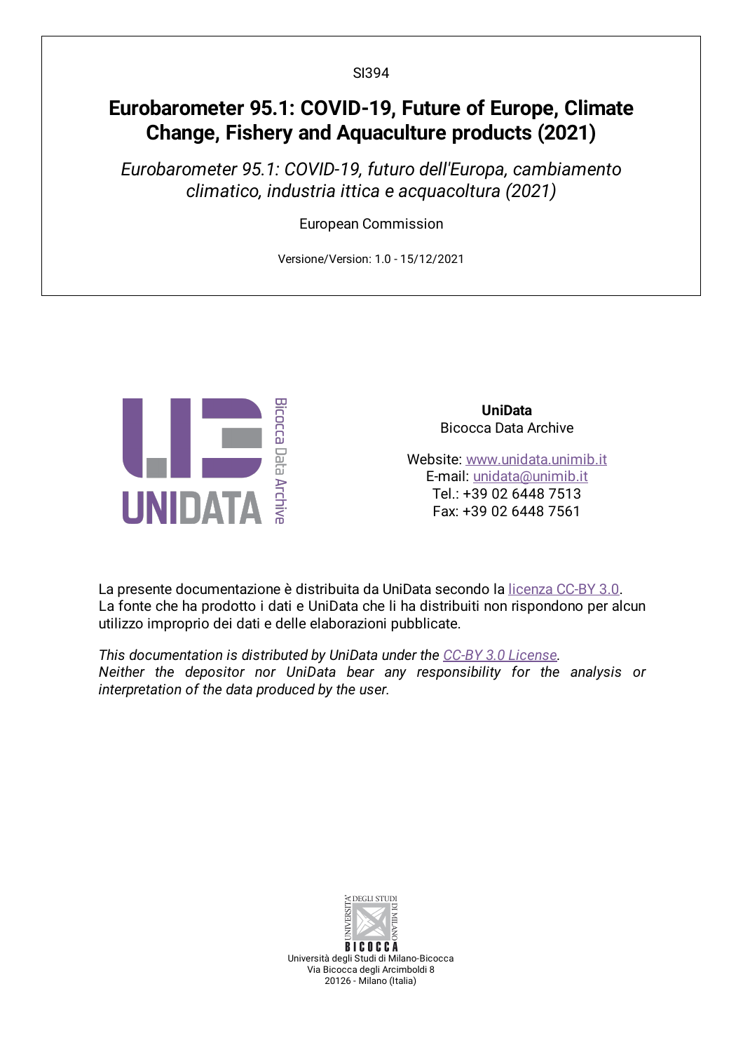SI394

# Eurobarometer 95.1: COVID-19, Future of Europe, Climate Change, Fishery and Aquaculture products (2021)

*Eurobarometer 95.1: COVID-19, futuro dell'Europa, cambiamento climatico, industria ittica e acquacoltura (2021)*

European Commission

Versione/Version: 1.0 - 15/12/2021

**UniData**
Bicocca Data Archive

Website: www.unidata.unimib.it
E-mail: unidata@unimib.it
Tel.: +39 02 6448 7513
Fax: +39 02 6448 7561

La presente documentazione è distribuita da UniData secondo la licenza CC-BY 3.0.
La fonte che ha prodotto i dati e UniData che li ha distribuiti non rispondono per alcun utilizzo improprio dei dati e delle elaborazioni pubblicate.

*This documentation is distributed by UniData under the CC-BY 3.0 License.*
*Neither the depositor nor UniData bear any responsibility for the analysis or interpretation of the data produced by the user.*

Università degli Studi di Milano-Bicocca
Via Bicocca degli Arcimboldi 8
20126 - Milano (Italia)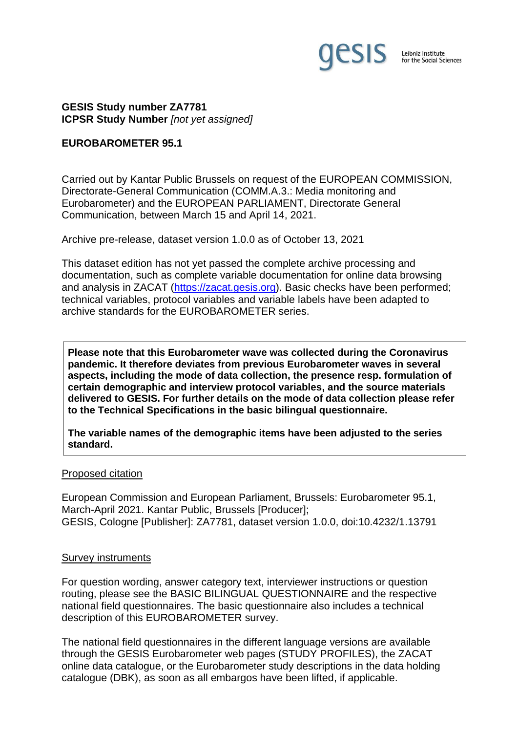**GESIS Study number ZA7781**
**ICPSR Study Number** *[not yet assigned]*

**EUROBAROMETER 95.1**

Carried out by Kantar Public Brussels on request of the EUROPEAN COMMISSION, Directorate-General Communication (COMM.A.3.: Media monitoring and Eurobarometer) and the EUROPEAN PARLIAMENT, Directorate General Communication, between March 15 and April 14, 2021.

Archive pre-release, dataset version 1.0.0 as of October 13, 2021

This dataset edition has not yet passed the complete archive processing and documentation, such as complete variable documentation for online data browsing and analysis in ZACAT ([https://zacat.gesis.org](https://zacat.gesis.org)). Basic checks have been performed; technical variables, protocol variables and variable labels have been adapted to archive standards for the EUROBAROMETER series.

**Please note that this Eurobarometer wave was collected during the Coronavirus pandemic. It therefore deviates from previous Eurobarometer waves in several aspects, including the mode of data collection, the presence resp. formulation of certain demographic and interview protocol variables, and the source materials delivered to GESIS. For further details on the mode of data collection please refer to the Technical Specifications in the basic bilingual questionnaire.**

**The variable names of the demographic items have been adjusted to the series standard.**

## Proposed citation

European Commission and European Parliament, Brussels: Eurobarometer 95.1, March-April 2021. Kantar Public, Brussels [Producer];
GESIS, Cologne [Publisher]: ZA7781, dataset version 1.0.0, doi:10.4232/1.13791

## Survey instruments

For question wording, answer category text, interviewer instructions or question routing, please see the BASIC BILINGUAL QUESTIONNAIRE and the respective national field questionnaires. The basic questionnaire also includes a technical description of this EUROBAROMETER survey.

The national field questionnaires in the different language versions are available through the GESIS Eurobarometer web pages (STUDY PROFILES), the ZACAT online data catalogue, or the Eurobarometer study descriptions in the data holding catalogue (DBK), as soon as all embargos have been lifted, if applicable.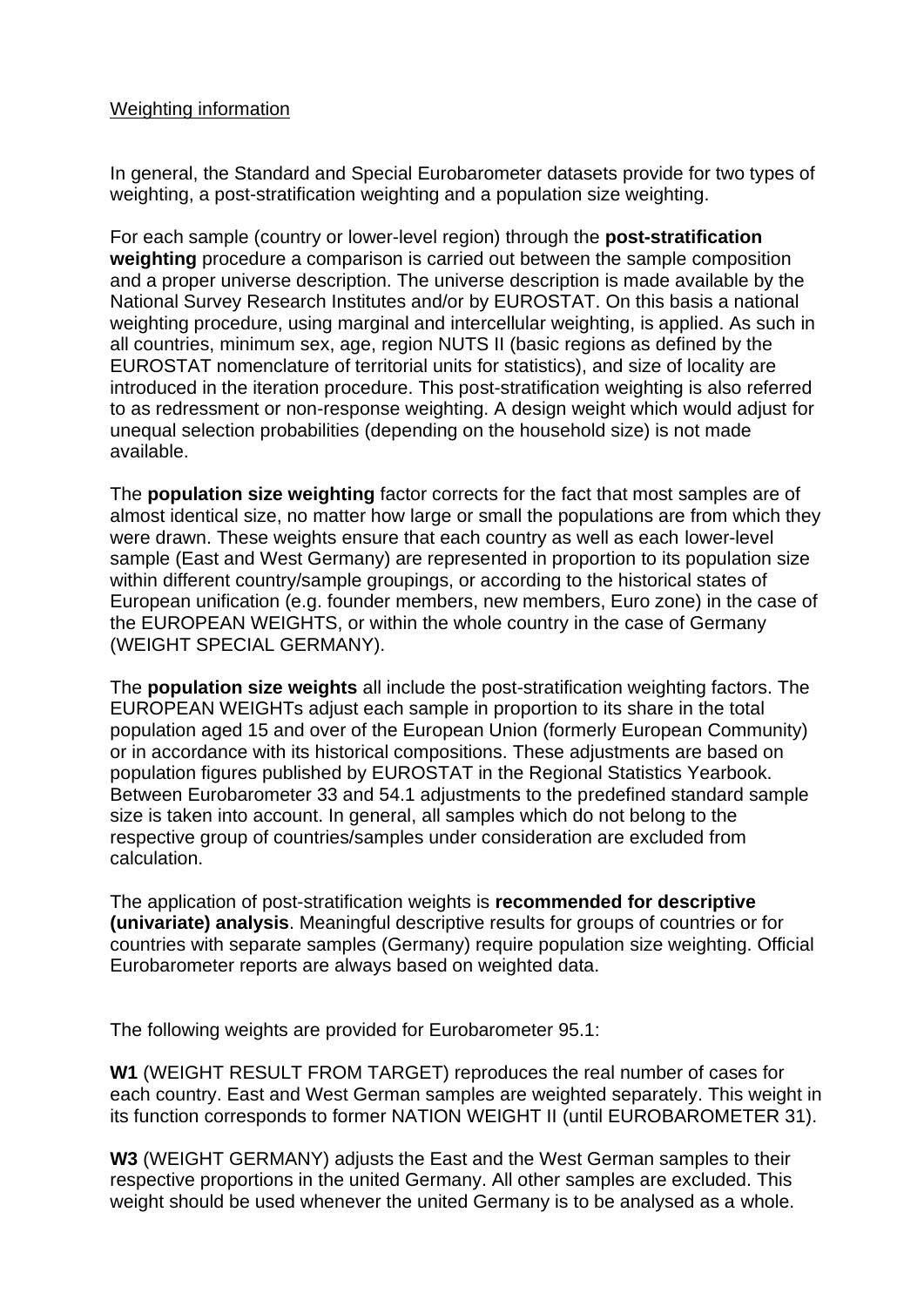Weighting information

In general, the Standard and Special Eurobarometer datasets provide for two types of weighting, a post-stratification weighting and a population size weighting.

For each sample (country or lower-level region) through the **post-stratification weighting** procedure a comparison is carried out between the sample composition and a proper universe description. The universe description is made available by the National Survey Research Institutes and/or by EUROSTAT. On this basis a national weighting procedure, using marginal and intercellular weighting, is applied. As such in all countries, minimum sex, age, region NUTS II (basic regions as defined by the EUROSTAT nomenclature of territorial units for statistics), and size of locality are introduced in the iteration procedure. This post-stratification weighting is also referred to as redressment or non-response weighting. A design weight which would adjust for unequal selection probabilities (depending on the household size) is not made available.

The **population size weighting** factor corrects for the fact that most samples are of almost identical size, no matter how large or small the populations are from which they were drawn. These weights ensure that each country as well as each lower-level sample (East and West Germany) are represented in proportion to its population size within different country/sample groupings, or according to the historical states of European unification (e.g. founder members, new members, Euro zone) in the case of the EUROPEAN WEIGHTS, or within the whole country in the case of Germany (WEIGHT SPECIAL GERMANY).

The **population size weights** all include the post-stratification weighting factors. The EUROPEAN WEIGHTs adjust each sample in proportion to its share in the total population aged 15 and over of the European Union (formerly European Community) or in accordance with its historical compositions. These adjustments are based on population figures published by EUROSTAT in the Regional Statistics Yearbook. Between Eurobarometer 33 and 54.1 adjustments to the predefined standard sample size is taken into account. In general, all samples which do not belong to the respective group of countries/samples under consideration are excluded from calculation.

The application of post-stratification weights is **recommended for descriptive (univariate) analysis**. Meaningful descriptive results for groups of countries or for countries with separate samples (Germany) require population size weighting. Official Eurobarometer reports are always based on weighted data.

The following weights are provided for Eurobarometer 95.1:

**W1** (WEIGHT RESULT FROM TARGET) reproduces the real number of cases for each country. East and West German samples are weighted separately. This weight in its function corresponds to former NATION WEIGHT II (until EUROBAROMETER 31).

**W3** (WEIGHT GERMANY) adjusts the East and the West German samples to their respective proportions in the united Germany. All other samples are excluded. This weight should be used whenever the united Germany is to be analysed as a whole.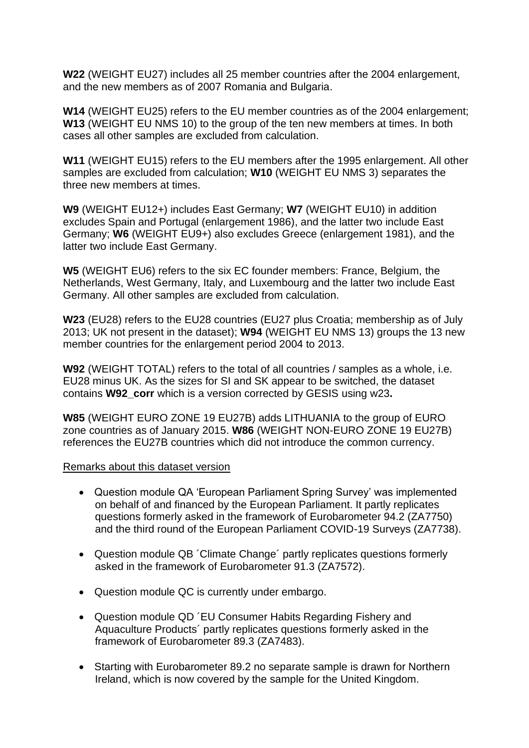**W22** (WEIGHT EU27) includes all 25 member countries after the 2004 enlargement, and the new members as of 2007 Romania and Bulgaria.

**W14** (WEIGHT EU25) refers to the EU member countries as of the 2004 enlargement; **W13** (WEIGHT EU NMS 10) to the group of the ten new members at times. In both cases all other samples are excluded from calculation.

**W11** (WEIGHT EU15) refers to the EU members after the 1995 enlargement. All other samples are excluded from calculation; **W10** (WEIGHT EU NMS 3) separates the three new members at times.

**W9** (WEIGHT EU12+) includes East Germany; **W7** (WEIGHT EU10) in addition excludes Spain and Portugal (enlargement 1986), and the latter two include East Germany; **W6** (WEIGHT EU9+) also excludes Greece (enlargement 1981), and the latter two include East Germany.

**W5** (WEIGHT EU6) refers to the six EC founder members: France, Belgium, the Netherlands, West Germany, Italy, and Luxembourg and the latter two include East Germany. All other samples are excluded from calculation.

**W23** (EU28) refers to the EU28 countries (EU27 plus Croatia; membership as of July 2013; UK not present in the dataset); **W94** (WEIGHT EU NMS 13) groups the 13 new member countries for the enlargement period 2004 to 2013.

**W92** (WEIGHT TOTAL) refers to the total of all countries / samples as a whole, i.e. EU28 minus UK. As the sizes for SI and SK appear to be switched, the dataset contains **W92_corr** which is a version corrected by GESIS using w23**.**

**W85** (WEIGHT EURO ZONE 19 EU27B) adds LITHUANIA to the group of EURO zone countries as of January 2015. **W86** (WEIGHT NON-EURO ZONE 19 EU27B) references the EU27B countries which did not introduce the common currency.

Remarks about this dataset version

- Question module QA 'European Parliament Spring Survey' was implemented on behalf of and financed by the European Parliament. It partly replicates questions formerly asked in the framework of Eurobarometer 94.2 (ZA7750) and the third round of the European Parliament COVID-19 Surveys (ZA7738).
- Question module QB ´Climate Change´ partly replicates questions formerly asked in the framework of Eurobarometer 91.3 (ZA7572).
- Question module QC is currently under embargo.
- Question module QD ´EU Consumer Habits Regarding Fishery and Aquaculture Products´ partly replicates questions formerly asked in the framework of Eurobarometer 89.3 (ZA7483).
- Starting with Eurobarometer 89.2 no separate sample is drawn for Northern Ireland, which is now covered by the sample for the United Kingdom.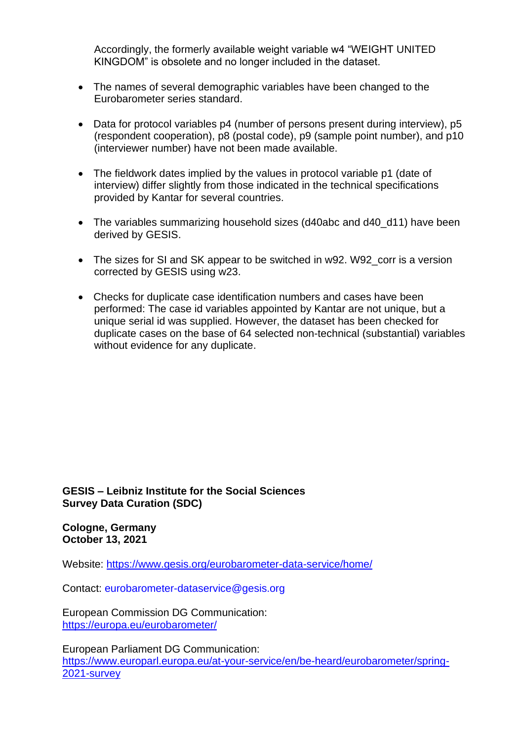Accordingly, the formerly available weight variable w4 “WEIGHT UNITED KINGDOM” is obsolete and no longer included in the dataset.

- The names of several demographic variables have been changed to the Eurobarometer series standard.
- Data for protocol variables p4 (number of persons present during interview), p5 (respondent cooperation), p8 (postal code), p9 (sample point number), and p10 (interviewer number) have not been made available.
- The fieldwork dates implied by the values in protocol variable p1 (date of interview) differ slightly from those indicated in the technical specifications provided by Kantar for several countries.
- The variables summarizing household sizes (d40abc and d40_d11) have been derived by GESIS.
- The sizes for SI and SK appear to be switched in w92. W92_corr is a version corrected by GESIS using w23.
- Checks for duplicate case identification numbers and cases have been performed: The case id variables appointed by Kantar are not unique, but a unique serial id was supplied. However, the dataset has been checked for duplicate cases on the base of 64 selected non-technical (substantial) variables without evidence for any duplicate.

**GESIS – Leibniz Institute for the Social Sciences**
**Survey Data Curation (SDC)**

**Cologne, Germany**
**October 13, 2021**

Website: https://www.gesis.org/eurobarometer-data-service/home/

Contact: eurobarometer-dataservice@gesis.org

European Commission DG Communication:
https://europa.eu/eurobarometer/

European Parliament DG Communication:
https://www.europarl.europa.eu/at-your-service/en/be-heard/eurobarometer/spring-2021-survey